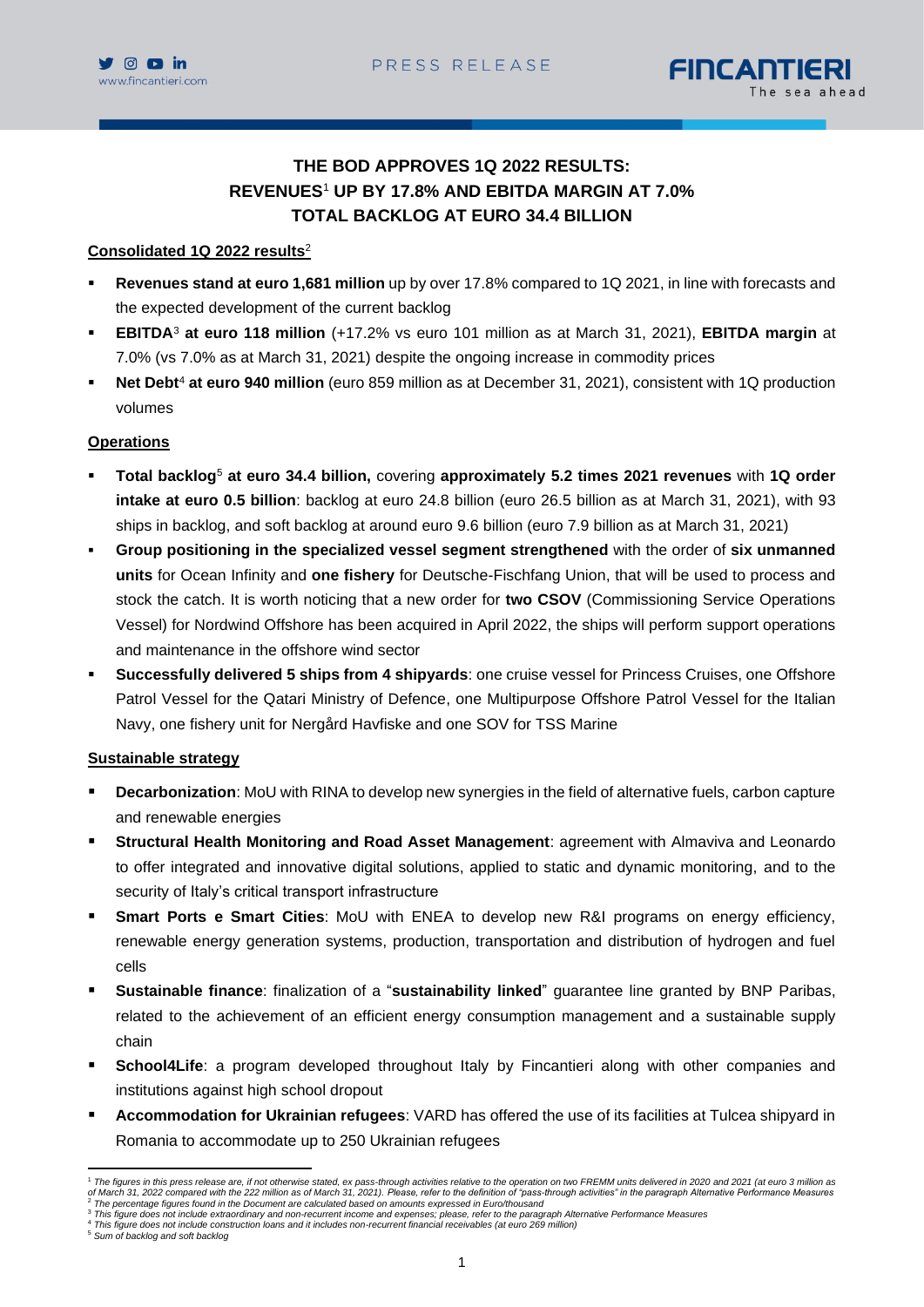# THE BOD APPROVES 1Q 2022 RESULTS: REVENUES[1] UP BY 17.8% AND EBITDA MARGIN AT 7.0% TOTAL BACKLOG AT EURO 34.4 BILLION

**Consolidated 1Q 2022 results**[2]

- **Revenues stand at euro 1,681 million** up by over 17.8% compared to 1Q 2021, in line with forecasts and the expected development of the current backlog
- **EBITDA**[3] **at euro 118 million** (+17.2% vs euro 101 million as at March 31, 2021), **EBITDA margin** at 7.0% (vs 7.0% as at March 31, 2021) despite the ongoing increase in commodity prices
- **Net Debt**[4] **at euro 940 million** (euro 859 million as at December 31, 2021), consistent with 1Q production volumes

**Operations**

- **Total backlog**[5] **at euro 34.4 billion,** covering **approximately 5.2 times 2021 revenues** with **1Q order intake at euro 0.5 billion**: backlog at euro 24.8 billion (euro 26.5 billion as at March 31, 2021), with 93 ships in backlog, and soft backlog at around euro 9.6 billion (euro 7.9 billion as at March 31, 2021)
- **Group positioning in the specialized vessel segment strengthened** with the order of **six unmanned units** for Ocean Infinity and **one fishery** for Deutsche-Fischfang Union, that will be used to process and stock the catch. It is worth noticing that a new order for **two CSOV** (Commissioning Service Operations Vessel) for Nordwind Offshore has been acquired in April 2022, the ships will perform support operations and maintenance in the offshore wind sector
- **Successfully delivered 5 ships from 4 shipyards**: one cruise vessel for Princess Cruises, one Offshore Patrol Vessel for the Qatari Ministry of Defence, one Multipurpose Offshore Patrol Vessel for the Italian Navy, one fishery unit for Nergård Havfiske and one SOV for TSS Marine

**Sustainable strategy**

- **Decarbonization**: MoU with RINA to develop new synergies in the field of alternative fuels, carbon capture and renewable energies
- **Structural Health Monitoring and Road Asset Management**: agreement with Almaviva and Leonardo to offer integrated and innovative digital solutions, applied to static and dynamic monitoring, and to the security of Italy's critical transport infrastructure
- **Smart Ports e Smart Cities**: MoU with ENEA to develop new R&I programs on energy efficiency, renewable energy generation systems, production, transportation and distribution of hydrogen and fuel cells
- **Sustainable finance**: finalization of a "**sustainability linked**" guarantee line granted by BNP Paribas, related to the achievement of an efficient energy consumption management and a sustainable supply chain
- **School4Life**: a program developed throughout Italy by Fincantieri along with other companies and institutions against high school dropout
- **Accommodation for Ukrainian refugees**: VARD has offered the use of its facilities at Tulcea shipyard in Romania to accommodate up to 250 Ukrainian refugees

---

[1] *The figures in this press release are, if not otherwise stated, ex pass-through activities relative to the operation on two FREMM units delivered in 2020 and 2021 (at euro 3 million as of March 31, 2022 compared with the 222 million as of March 31, 2021). Please, refer to the definition of "pass-through activities" in the paragraph Alternative Performance Measures*

[2] *The percentage figures found in the Document are calculated based on amounts expressed in Euro/thousand*

[3] *This figure does not include extraordinary and non-recurrent income and expenses; please, refer to the paragraph Alternative Performance Measures*

[4] *This figure does not include construction loans and it includes non-recurrent financial receivables (at euro 269 million)*

[5] *Sum of backlog and soft backlog*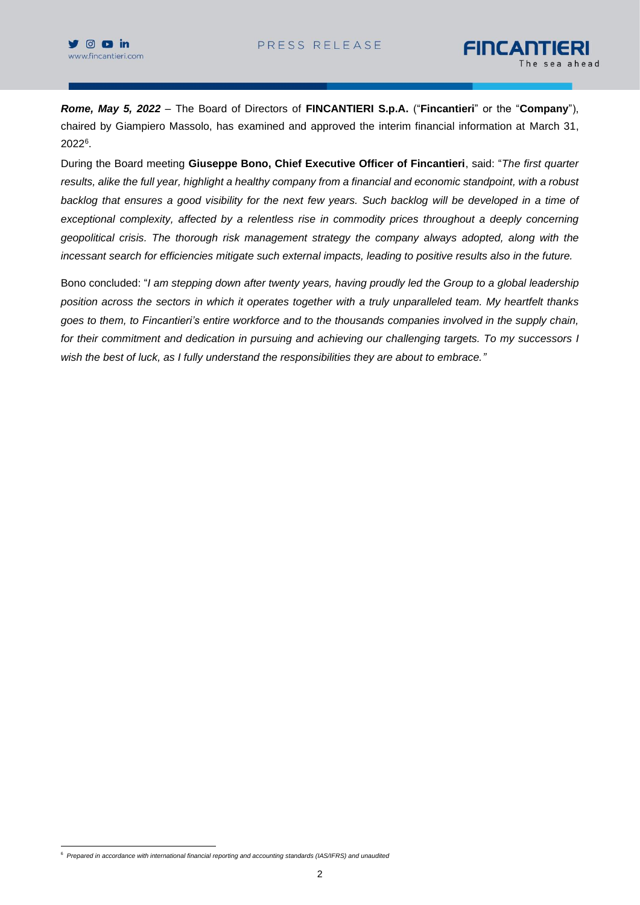***Rome, May 5, 2022*** – The Board of Directors of **FINCANTIERI S.p.A.** ("**Fincantieri**" or the "**Company**"), chaired by Giampiero Massolo, has examined and approved the interim financial information at March 31, 2022[6].

During the Board meeting **Giuseppe Bono, Chief Executive Officer of Fincantieri**, said: "*The first quarter results, alike the full year, highlight a healthy company from a financial and economic standpoint, with a robust backlog that ensures a good visibility for the next few years. Such backlog will be developed in a time of exceptional complexity, affected by a relentless rise in commodity prices throughout a deeply concerning geopolitical crisis. The thorough risk management strategy the company always adopted, along with the incessant search for efficiencies mitigate such external impacts, leading to positive results also in the future.*

Bono concluded: "*I am stepping down after twenty years, having proudly led the Group to a global leadership position across the sectors in which it operates together with a truly unparalleled team. My heartfelt thanks goes to them, to Fincantieri's entire workforce and to the thousands companies involved in the supply chain, for their commitment and dedication in pursuing and achieving our challenging targets. To my successors I wish the best of luck, as I fully understand the responsibilities they are about to embrace."*

[6] *Prepared in accordance with international financial reporting and accounting standards (IAS/IFRS) and unaudited*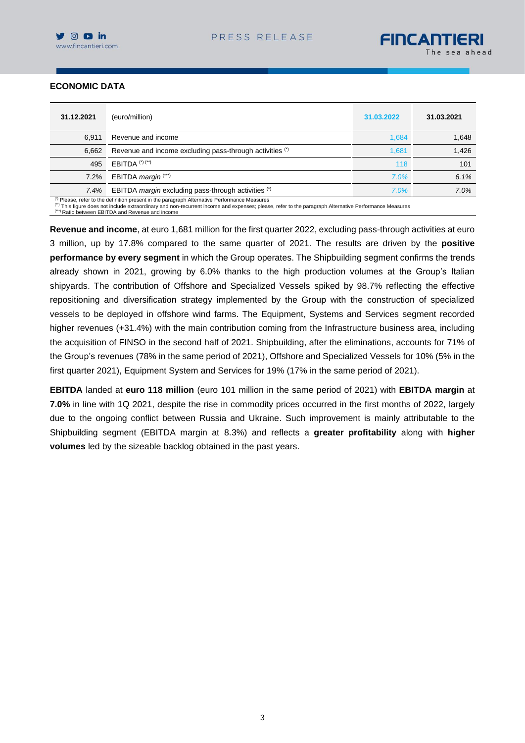## ECONOMIC DATA

| 31.12.2021 | (euro/million) | 31.03.2022 | 31.03.2021 |
|---|---|---|---|
| 6,911 | Revenue and income | 1,684 | 1,648 |
| 6,662 | Revenue and income excluding pass-through activities (*) | 1,681 | 1,426 |
| 495 | EBITDA (*) (**) | 118 | 101 |
| 7.2% | EBITDA *margin* (***) | *7.0%* | *6.1%* |
| *7.4%* | EBITDA *margin* excluding pass-through activities (*) | *7.0%* | *7.0%* |

(*) Please, refer to the definition present in the paragraph Alternative Performance Measures
(**) This figure does not include extraordinary and non-recurrent income and expenses; please, refer to the paragraph Alternative Performance Measures
(***) Ratio between EBITDA and Revenue and income

**Revenue and income**, at euro 1,681 million for the first quarter 2022, excluding pass-through activities at euro 3 million, up by 17.8% compared to the same quarter of 2021. The results are driven by the **positive performance by every segment** in which the Group operates. The Shipbuilding segment confirms the trends already shown in 2021, growing by 6.0% thanks to the high production volumes at the Group's Italian shipyards. The contribution of Offshore and Specialized Vessels spiked by 98.7% reflecting the effective repositioning and diversification strategy implemented by the Group with the construction of specialized vessels to be deployed in offshore wind farms. The Equipment, Systems and Services segment recorded higher revenues (+31.4%) with the main contribution coming from the Infrastructure business area, including the acquisition of FINSO in the second half of 2021. Shipbuilding, after the eliminations, accounts for 71% of the Group's revenues (78% in the same period of 2021), Offshore and Specialized Vessels for 10% (5% in the first quarter 2021), Equipment System and Services for 19% (17% in the same period of 2021).

**EBITDA** landed at **euro 118 million** (euro 101 million in the same period of 2021) with **EBITDA margin** at **7.0%** in line with 1Q 2021, despite the rise in commodity prices occurred in the first months of 2022, largely due to the ongoing conflict between Russia and Ukraine. Such improvement is mainly attributable to the Shipbuilding segment (EBITDA margin at 8.3%) and reflects a **greater profitability** along with **higher volumes** led by the sizeable backlog obtained in the past years.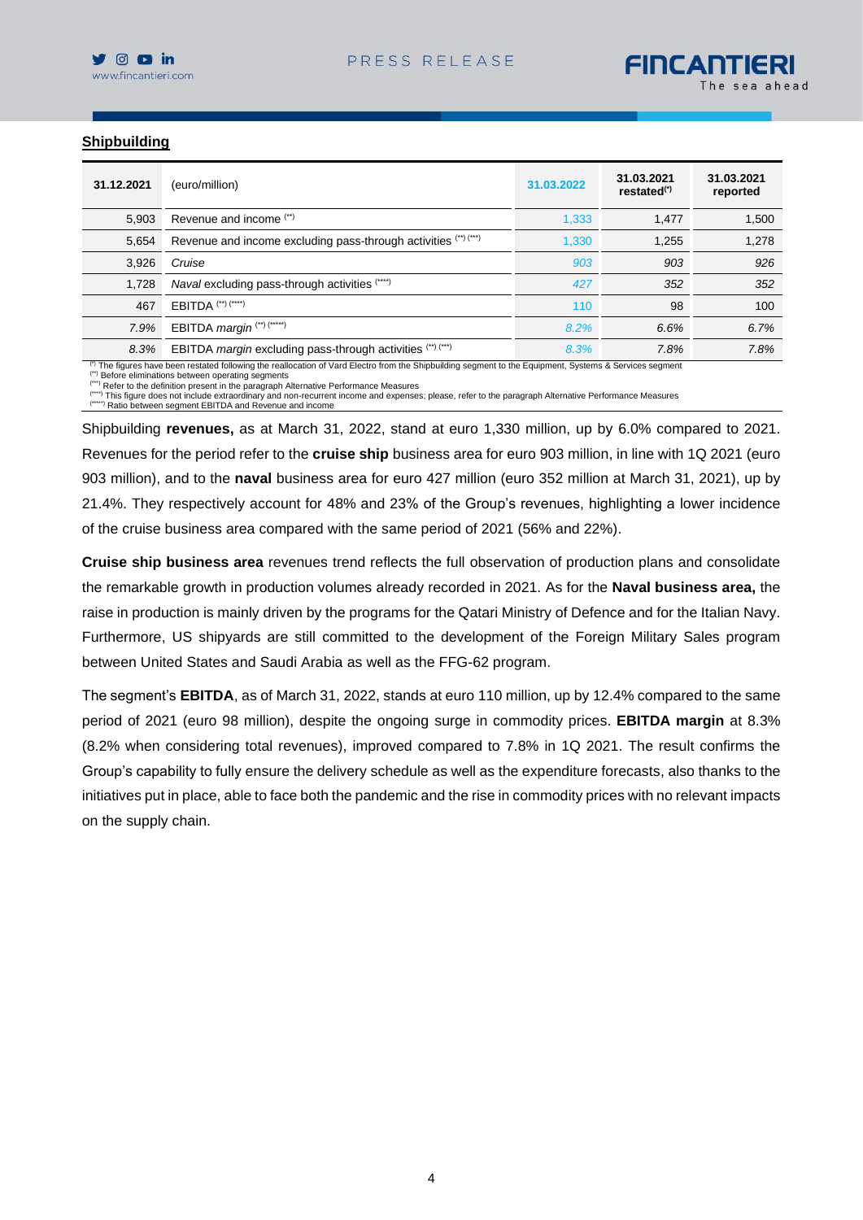## Shipbuilding

| 31.12.2021 | (euro/million) | 31.03.2022 | 31.03.2021 restated(*) | 31.03.2021 reported |
|---|---|---|---|---|
| 5,903 | Revenue and income (**) | 1,333 | 1,477 | 1,500 |
| 5,654 | Revenue and income excluding pass-through activities (**) (***) | 1,330 | 1,255 | 1,278 |
| 3,926 | *Cruise* | *903* | *903* | *926* |
| 1,728 | *Naval* excluding pass-through activities (***) | *427* | *352* | *352* |
| 467 | EBITDA (**) (****) | 110 | 98 | 100 |
| *7.9%* | EBITDA *margin* (**) (*****) | *8.2%* | *6.6%* | *6.7%* |
| *8.3%* | EBITDA *margin* excluding pass-through activities (**) (***) | *8.3%* | *7.8%* | *7.8%* |

(*) The figures have been restated following the reallocation of Vard Electro from the Shipbuilding segment to the Equipment, Systems & Services segment
(**) Before eliminations between operating segments
(***) Refer to the definition present in the paragraph Alternative Performance Measures
(****) This figure does not include extraordinary and non-recurrent income and expenses; please, refer to the paragraph Alternative Performance Measures
(*****) Ratio between segment EBITDA and Revenue and income

Shipbuilding **revenues,** as at March 31, 2022, stand at euro 1,330 million, up by 6.0% compared to 2021. Revenues for the period refer to the **cruise ship** business area for euro 903 million, in line with 1Q 2021 (euro 903 million), and to the **naval** business area for euro 427 million (euro 352 million at March 31, 2021), up by 21.4%. They respectively account for 48% and 23% of the Group's revenues, highlighting a lower incidence of the cruise business area compared with the same period of 2021 (56% and 22%).

**Cruise ship business area** revenues trend reflects the full observation of production plans and consolidate the remarkable growth in production volumes already recorded in 2021. As for the **Naval business area,** the raise in production is mainly driven by the programs for the Qatari Ministry of Defence and for the Italian Navy. Furthermore, US shipyards are still committed to the development of the Foreign Military Sales program between United States and Saudi Arabia as well as the FFG-62 program.

The segment's **EBITDA**, as of March 31, 2022, stands at euro 110 million, up by 12.4% compared to the same period of 2021 (euro 98 million), despite the ongoing surge in commodity prices. **EBITDA margin** at 8.3% (8.2% when considering total revenues), improved compared to 7.8% in 1Q 2021. The result confirms the Group's capability to fully ensure the delivery schedule as well as the expenditure forecasts, also thanks to the initiatives put in place, able to face both the pandemic and the rise in commodity prices with no relevant impacts on the supply chain.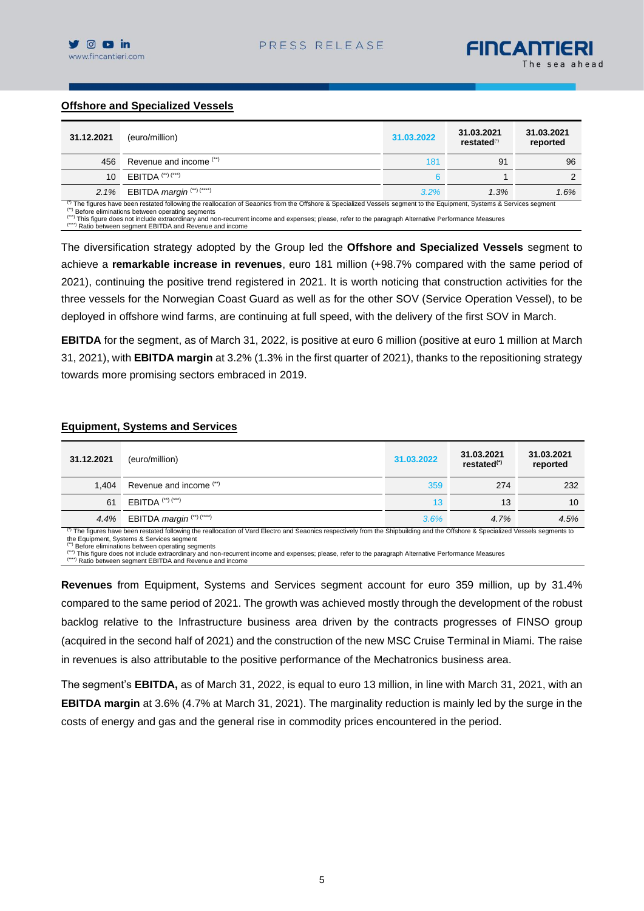## Offshore and Specialized Vessels

| 31.12.2021 | (euro/million) | 31.03.2022 | 31.03.2021 restated(*) | 31.03.2021 reported |
|---|---|---|---|---|
| 456 | Revenue and income (**) | 181 | 91 | 96 |
| 10 | EBITDA (**) (***) | 6 | 1 | 2 |
| *2.1%* | EBITDA *margin* (**) (****) | *3.2%* | *1.3%* | *1.6%* |

(*) The figures have been restated following the reallocation of Seaonics from the Offshore & Specialized Vessels segment to the Equipment, Systems & Services segment
(**) Before eliminations between operating segments
(***) This figure does not include extraordinary and non-recurrent income and expenses; please, refer to the paragraph Alternative Performance Measures
(****) Ratio between segment EBITDA and Revenue and income

The diversification strategy adopted by the Group led the **Offshore and Specialized Vessels** segment to achieve a **remarkable increase in revenues**, euro 181 million (+98.7% compared with the same period of 2021), continuing the positive trend registered in 2021. It is worth noticing that construction activities for the three vessels for the Norwegian Coast Guard as well as for the other SOV (Service Operation Vessel), to be deployed in offshore wind farms, are continuing at full speed, with the delivery of the first SOV in March.

**EBITDA** for the segment, as of March 31, 2022, is positive at euro 6 million (positive at euro 1 million at March 31, 2021), with **EBITDA margin** at 3.2% (1.3% in the first quarter of 2021), thanks to the repositioning strategy towards more promising sectors embraced in 2019.

## Equipment, Systems and Services

| 31.12.2021 | (euro/million) | 31.03.2022 | 31.03.2021 restated(*) | 31.03.2021 reported |
|---|---|---|---|---|
| 1,404 | Revenue and income (**) | 359 | 274 | 232 |
| 61 | EBITDA (**) (***) | 13 | 13 | 10 |
| *4.4%* | EBITDA *margin* (**) (****) | *3.6%* | *4.7%* | *4.5%* |

(*) The figures have been restated following the reallocation of Vard Electro and Seaonics respectively from the Shipbuilding and the Offshore & Specialized Vessels segments to the Equipment, Systems & Services segment
(**) Before eliminations between operating segments
(***) This figure does not include extraordinary and non-recurrent income and expenses; please, refer to the paragraph Alternative Performance Measures
(****) Ratio between segment EBITDA and Revenue and income

**Revenues** from Equipment, Systems and Services segment account for euro 359 million, up by 31.4% compared to the same period of 2021. The growth was achieved mostly through the development of the robust backlog relative to the Infrastructure business area driven by the contracts progresses of FINSO group (acquired in the second half of 2021) and the construction of the new MSC Cruise Terminal in Miami. The raise in revenues is also attributable to the positive performance of the Mechatronics business area.

The segment's **EBITDA,** as of March 31, 2022, is equal to euro 13 million, in line with March 31, 2021, with an **EBITDA margin** at 3.6% (4.7% at March 31, 2021). The marginality reduction is mainly led by the surge in the costs of energy and gas and the general rise in commodity prices encountered in the period.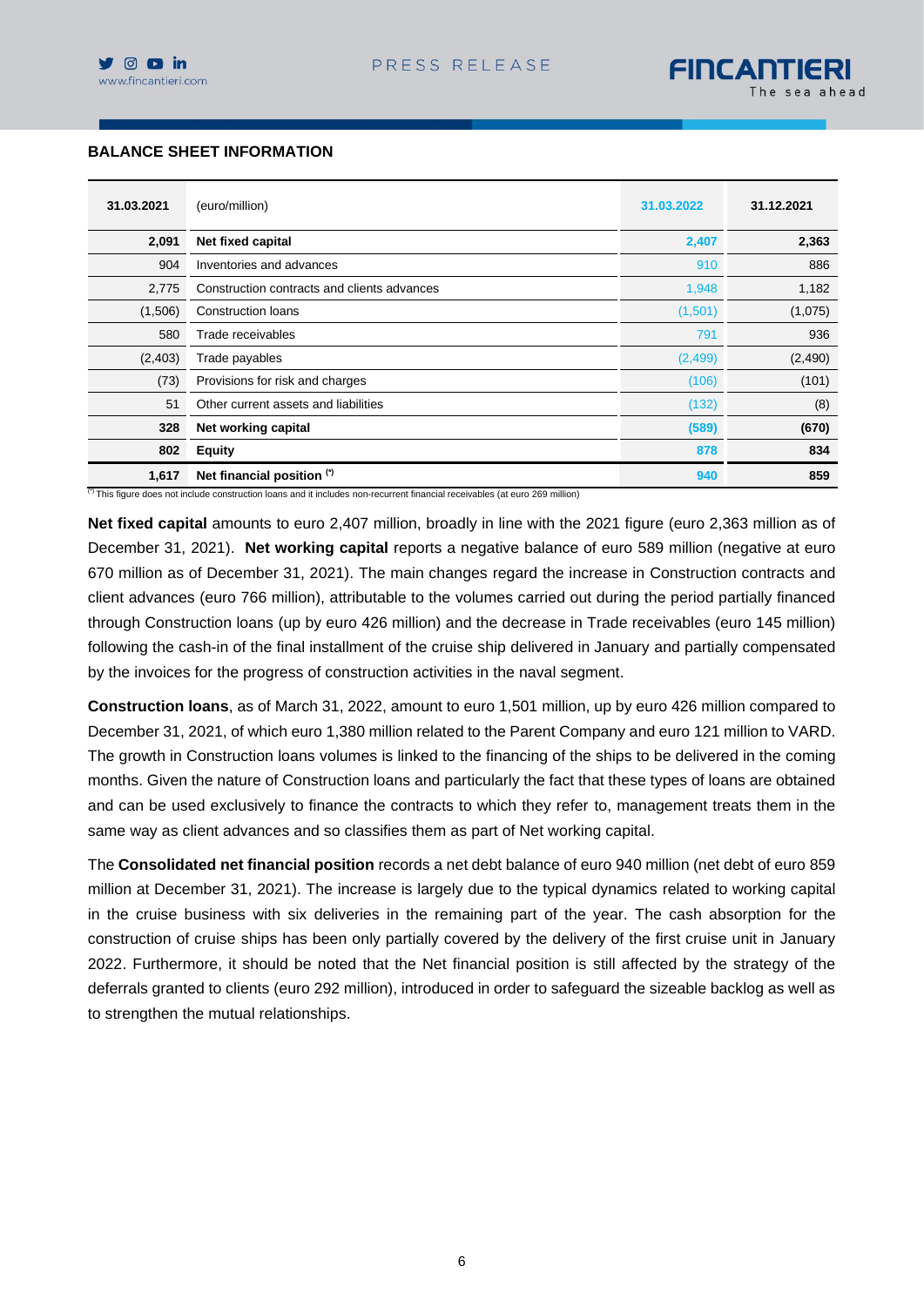## BALANCE SHEET INFORMATION

| 31.03.2021 | (euro/million) | 31.03.2022 | 31.12.2021 |
|---|---|---|---|
| **2,091** | **Net fixed capital** | **2,407** | **2,363** |
| 904 | Inventories and advances | 910 | 886 |
| 2,775 | Construction contracts and clients advances | 1,948 | 1,182 |
| (1,506) | Construction loans | (1,501) | (1,075) |
| 580 | Trade receivables | 791 | 936 |
| (2,403) | Trade payables | (2,499) | (2,490) |
| (73) | Provisions for risk and charges | (106) | (101) |
| 51 | Other current assets and liabilities | (132) | (8) |
| **328** | **Net working capital** | **(589)** | **(670)** |
| **802** | **Equity** | **878** | **834** |
| **1,617** | **Net financial position (*)** | **940** | **859** |

(*) This figure does not include construction loans and it includes non-recurrent financial receivables (at euro 269 million)

**Net fixed capital** amounts to euro 2,407 million, broadly in line with the 2021 figure (euro 2,363 million as of December 31, 2021). **Net working capital** reports a negative balance of euro 589 million (negative at euro 670 million as of December 31, 2021). The main changes regard the increase in Construction contracts and client advances (euro 766 million), attributable to the volumes carried out during the period partially financed through Construction loans (up by euro 426 million) and the decrease in Trade receivables (euro 145 million) following the cash-in of the final installment of the cruise ship delivered in January and partially compensated by the invoices for the progress of construction activities in the naval segment.

**Construction loans**, as of March 31, 2022, amount to euro 1,501 million, up by euro 426 million compared to December 31, 2021, of which euro 1,380 million related to the Parent Company and euro 121 million to VARD. The growth in Construction loans volumes is linked to the financing of the ships to be delivered in the coming months. Given the nature of Construction loans and particularly the fact that these types of loans are obtained and can be used exclusively to finance the contracts to which they refer to, management treats them in the same way as client advances and so classifies them as part of Net working capital.

The **Consolidated net financial position** records a net debt balance of euro 940 million (net debt of euro 859 million at December 31, 2021). The increase is largely due to the typical dynamics related to working capital in the cruise business with six deliveries in the remaining part of the year. The cash absorption for the construction of cruise ships has been only partially covered by the delivery of the first cruise unit in January 2022. Furthermore, it should be noted that the Net financial position is still affected by the strategy of the deferrals granted to clients (euro 292 million), introduced in order to safeguard the sizeable backlog as well as to strengthen the mutual relationships.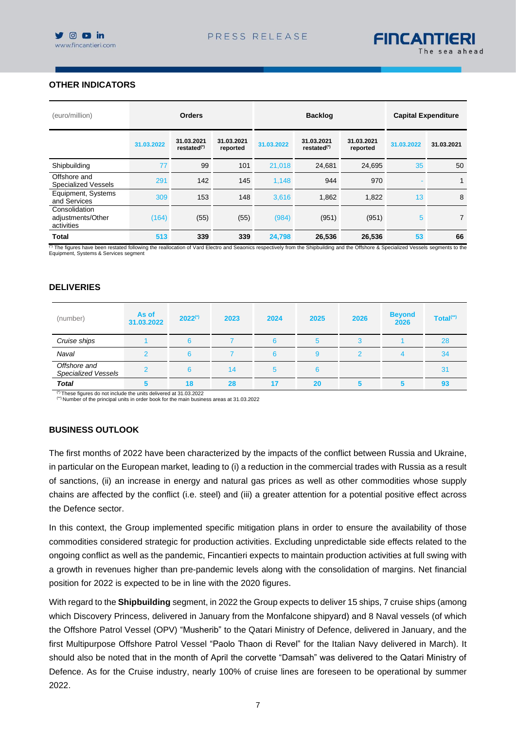## OTHER INDICATORS

| (euro/million) | Orders | | | Backlog | | | Capital Expenditure | |
|---|---|---|---|---|---|---|---|---|
| | 31.03.2022 | 31.03.2021 restated(*) | 31.03.2021 reported | 31.03.2022 | 31.03.2021 restated(*) | 31.03.2021 reported | 31.03.2022 | 31.03.2021 |
| Shipbuilding | 77 | 99 | 101 | 21,018 | 24,681 | 24,695 | 35 | 50 |
| Offshore and Specialized Vessels | 291 | 142 | 145 | 1,148 | 944 | 970 | - | 1 |
| Equipment, Systems and Services | 309 | 153 | 148 | 3,616 | 1,862 | 1,822 | 13 | 8 |
| Consolidation adjustments/Other activities | (164) | (55) | (55) | (984) | (951) | (951) | 5 | 7 |
| **Total** | **513** | **339** | **339** | **24,798** | **26,536** | **26,536** | **53** | **66** |

(*) The figures have been restated following the reallocation of Vard Electro and Seaonics respectively from the Shipbuilding and the Offshore & Specialized Vessels segments to the Equipment, Systems & Services segment

## DELIVERIES

| (number) | As of 31.03.2022 | 2022(*) | 2023 | 2024 | 2025 | 2026 | Beyond 2026 | Total(**) |
|---|---|---|---|---|---|---|---|---|
| *Cruise ships* | 1 | 6 | 7 | 6 | 5 | 3 | 1 | 28 |
| *Naval* | 2 | 6 | 7 | 6 | 9 | 2 | 4 | 34 |
| *Offshore and Specialized Vessels* | 2 | 6 | 14 | 5 | 6 | | | 31 |
| ***Total*** | **5** | **18** | **28** | **17** | **20** | **5** | **5** | **93** |

(*) These figures do not include the units delivered at 31.03.2022
(**) Number of the principal units in order book for the main business areas at 31.03.2022

## BUSINESS OUTLOOK

The first months of 2022 have been characterized by the impacts of the conflict between Russia and Ukraine, in particular on the European market, leading to (i) a reduction in the commercial trades with Russia as a result of sanctions, (ii) an increase in energy and natural gas prices as well as other commodities whose supply chains are affected by the conflict (i.e. steel) and (iii) a greater attention for a potential positive effect across the Defence sector.

In this context, the Group implemented specific mitigation plans in order to ensure the availability of those commodities considered strategic for production activities. Excluding unpredictable side effects related to the ongoing conflict as well as the pandemic, Fincantieri expects to maintain production activities at full swing with a growth in revenues higher than pre-pandemic levels along with the consolidation of margins. Net financial position for 2022 is expected to be in line with the 2020 figures.

With regard to the **Shipbuilding** segment, in 2022 the Group expects to deliver 15 ships, 7 cruise ships (among which Discovery Princess, delivered in January from the Monfalcone shipyard) and 8 Naval vessels (of which the Offshore Patrol Vessel (OPV) "Musherib" to the Qatari Ministry of Defence, delivered in January, and the first Multipurpose Offshore Patrol Vessel "Paolo Thaon di Revel" for the Italian Navy delivered in March). It should also be noted that in the month of April the corvette "Damsah" was delivered to the Qatari Ministry of Defence. As for the Cruise industry, nearly 100% of cruise lines are foreseen to be operational by summer 2022.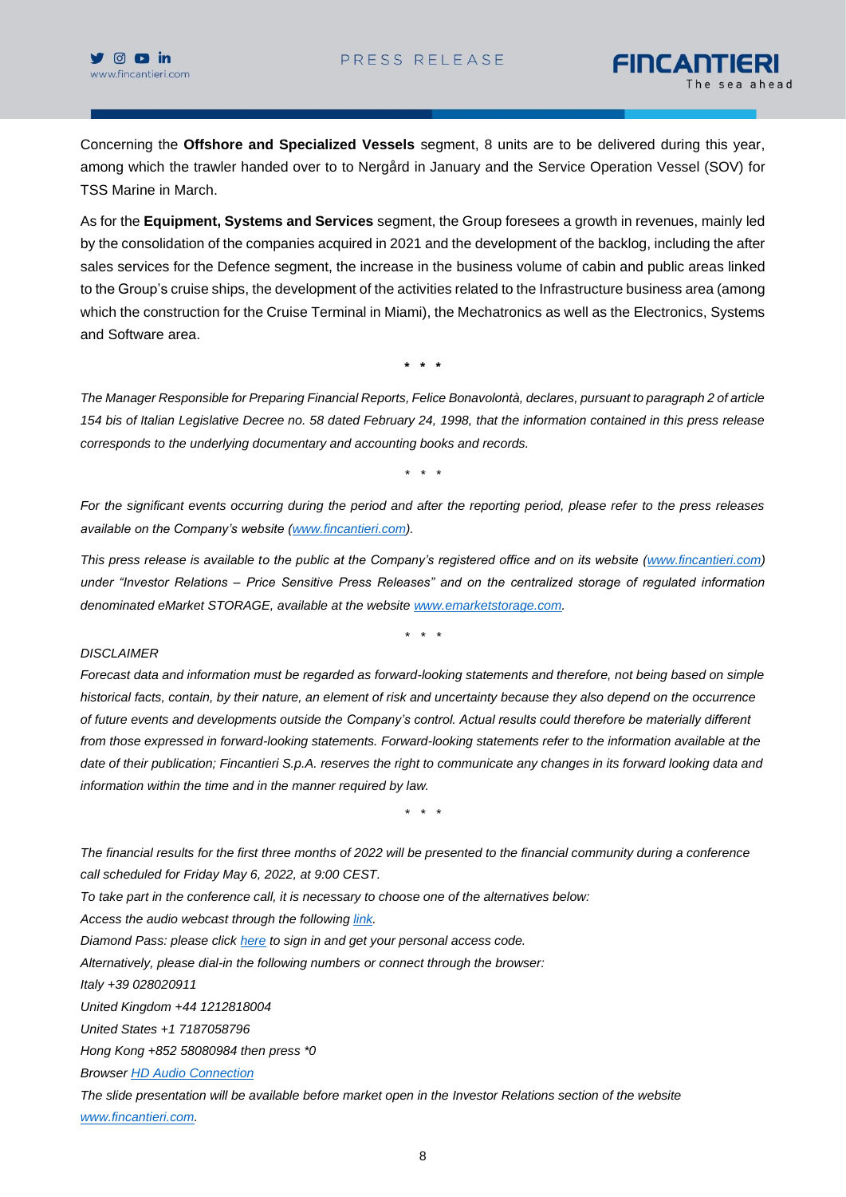Concerning the **Offshore and Specialized Vessels** segment, 8 units are to be delivered during this year, among which the trawler handed over to to Nergård in January and the Service Operation Vessel (SOV) for TSS Marine in March.

As for the **Equipment, Systems and Services** segment, the Group foresees a growth in revenues, mainly led by the consolidation of the companies acquired in 2021 and the development of the backlog, including the after sales services for the Defence segment, the increase in the business volume of cabin and public areas linked to the Group's cruise ships, the development of the activities related to the Infrastructure business area (among which the construction for the Cruise Terminal in Miami), the Mechatronics as well as the Electronics, Systems and Software area.

\* \* \*

*The Manager Responsible for Preparing Financial Reports, Felice Bonavolontà, declares, pursuant to paragraph 2 of article 154 bis of Italian Legislative Decree no. 58 dated February 24, 1998, that the information contained in this press release corresponds to the underlying documentary and accounting books and records.*

\* \* \*

*For the significant events occurring during the period and after the reporting period, please refer to the press releases available on the Company's website ([www.fincantieri.com](http://www.fincantieri.com)).*

*This press release is available to the public at the Company's registered office and on its website ([www.fincantieri.com](http://www.fincantieri.com)) under "Investor Relations – Price Sensitive Press Releases" and on the centralized storage of regulated information denominated eMarket STORAGE, available at the website [www.emarketstorage.com](http://www.emarketstorage.com).*

\* \* \*

*DISCLAIMER*

*Forecast data and information must be regarded as forward-looking statements and therefore, not being based on simple historical facts, contain, by their nature, an element of risk and uncertainty because they also depend on the occurrence of future events and developments outside the Company's control. Actual results could therefore be materially different from those expressed in forward-looking statements. Forward-looking statements refer to the information available at the date of their publication; Fincantieri S.p.A. reserves the right to communicate any changes in its forward looking data and information within the time and in the manner required by law.*

\* \* \*

*The financial results for the first three months of 2022 will be presented to the financial community during a conference call scheduled for Friday May 6, 2022, at 9:00 CEST.*
*To take part in the conference call, it is necessary to choose one of the alternatives below:*
*Access the audio webcast through the following link.*
*Diamond Pass: please click here to sign in and get your personal access code.*
*Alternatively, please dial-in the following numbers or connect through the browser:*
*Italy +39 028020911*
*United Kingdom +44 1212818004*
*United States +1 7187058796*
*Hong Kong +852 58080984 then press \*0*
*Browser HD Audio Connection*
*The slide presentation will be available before market open in the Investor Relations section of the website [www.fincantieri.com](http://www.fincantieri.com).*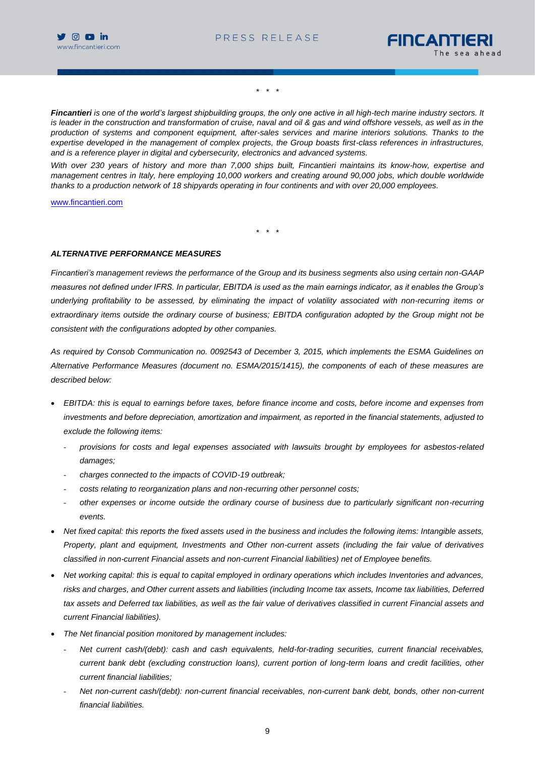\* \* \*

***Fincantieri*** *is one of the world's largest shipbuilding groups, the only one active in all high-tech marine industry sectors. It is leader in the construction and transformation of cruise, naval and oil & gas and wind offshore vessels, as well as in the production of systems and component equipment, after-sales services and marine interiors solutions. Thanks to the expertise developed in the management of complex projects, the Group boasts first-class references in infrastructures, and is a reference player in digital and cybersecurity, electronics and advanced systems.*

*With over 230 years of history and more than 7,000 ships built, Fincantieri maintains its know-how, expertise and management centres in Italy, here employing 10,000 workers and creating around 90,000 jobs, which double worldwide thanks to a production network of 18 shipyards operating in four continents and with over 20,000 employees.*

[www.fincantieri.com](http://www.fincantieri.com)

\* \* \*

***ALTERNATIVE PERFORMANCE MEASURES***

*Fincantieri's management reviews the performance of the Group and its business segments also using certain non-GAAP measures not defined under IFRS. In particular, EBITDA is used as the main earnings indicator, as it enables the Group's underlying profitability to be assessed, by eliminating the impact of volatility associated with non-recurring items or extraordinary items outside the ordinary course of business; EBITDA configuration adopted by the Group might not be consistent with the configurations adopted by other companies.*

*As required by Consob Communication no. 0092543 of December 3, 2015, which implements the ESMA Guidelines on Alternative Performance Measures (document no. ESMA/2015/1415), the components of each of these measures are described below:*

- *EBITDA: this is equal to earnings before taxes, before finance income and costs, before income and expenses from investments and before depreciation, amortization and impairment, as reported in the financial statements, adjusted to exclude the following items:*
  - *provisions for costs and legal expenses associated with lawsuits brought by employees for asbestos-related damages;*
  - *charges connected to the impacts of COVID-19 outbreak;*
  - *costs relating to reorganization plans and non-recurring other personnel costs;*
  - *other expenses or income outside the ordinary course of business due to particularly significant non-recurring events.*
- *Net fixed capital: this reports the fixed assets used in the business and includes the following items: Intangible assets, Property, plant and equipment, Investments and Other non-current assets (including the fair value of derivatives classified in non-current Financial assets and non-current Financial liabilities) net of Employee benefits.*
- *Net working capital: this is equal to capital employed in ordinary operations which includes Inventories and advances, risks and charges, and Other current assets and liabilities (including Income tax assets, Income tax liabilities, Deferred tax assets and Deferred tax liabilities, as well as the fair value of derivatives classified in current Financial assets and current Financial liabilities).*
- *The Net financial position monitored by management includes:*
  - *Net current cash/(debt): cash and cash equivalents, held-for-trading securities, current financial receivables, current bank debt (excluding construction loans), current portion of long-term loans and credit facilities, other current financial liabilities;*
  - *Net non-current cash/(debt): non-current financial receivables, non-current bank debt, bonds, other non-current financial liabilities.*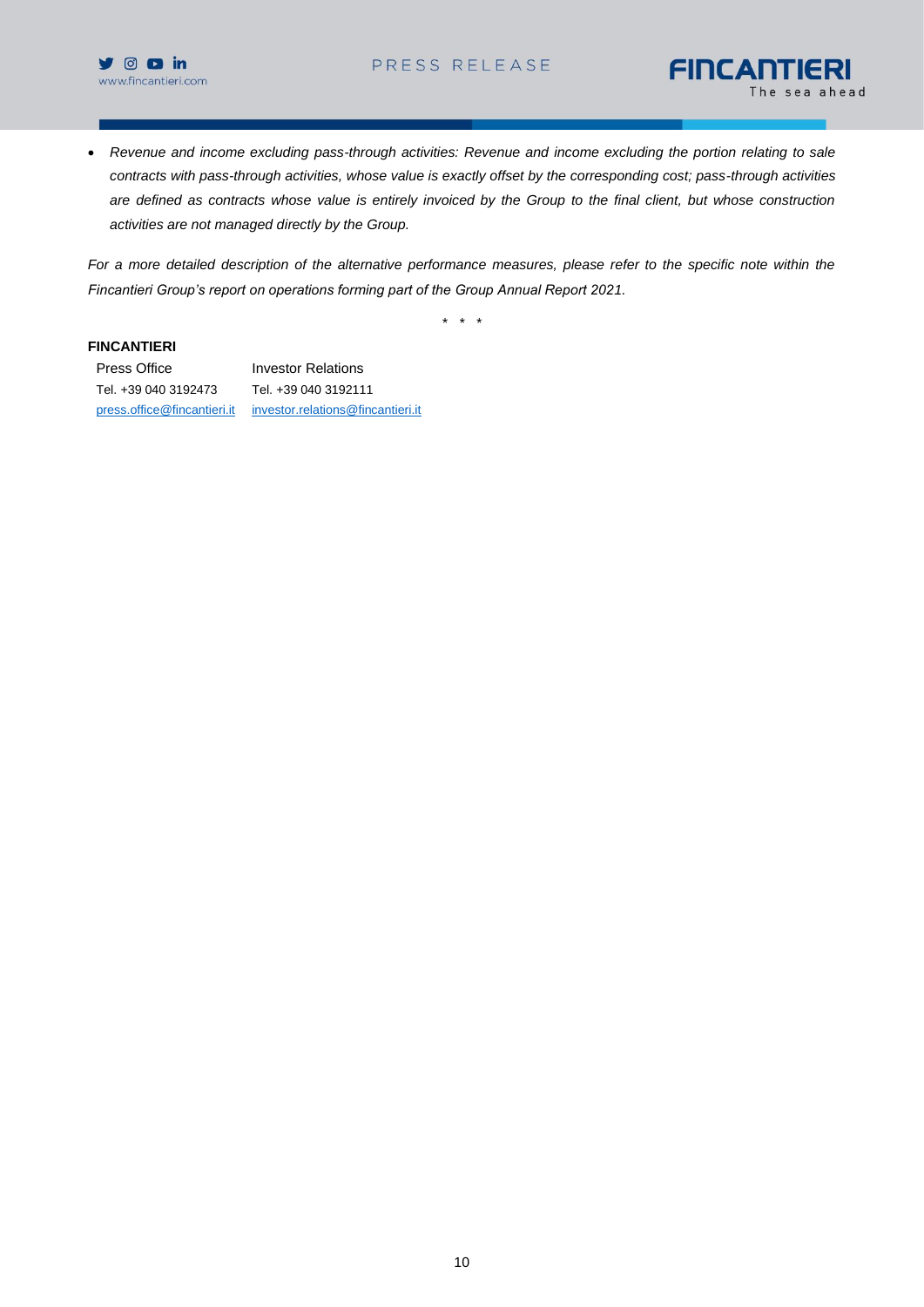- *Revenue and income excluding pass-through activities: Revenue and income excluding the portion relating to sale contracts with pass-through activities, whose value is exactly offset by the corresponding cost; pass-through activities are defined as contracts whose value is entirely invoiced by the Group to the final client, but whose construction activities are not managed directly by the Group.*

*For a more detailed description of the alternative performance measures, please refer to the specific note within the Fincantieri Group's report on operations forming part of the Group Annual Report 2021.*

\* \* \*

**FINCANTIERI**

| Press Office | Investor Relations |
|---|---|
| Tel. +39 040 3192473 | Tel. +39 040 3192111 |
| press.office@fincantieri.it | investor.relations@fincantieri.it |